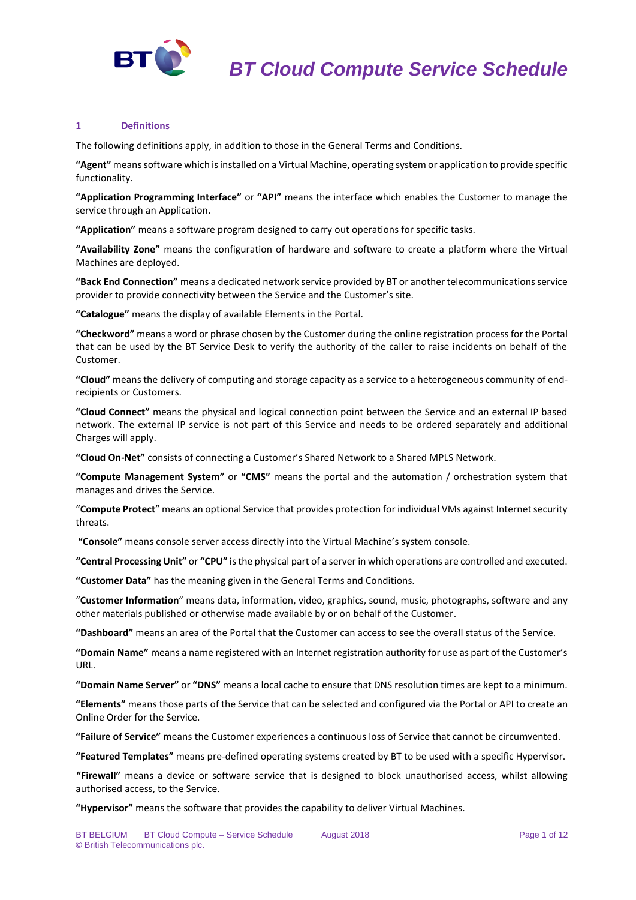## 1 Definitions

The following definitions apply, in addition to those in the General Terms and Conditions.

**"Agent"** means software which is installed on a Virtual Machine, operating system or application to provide specific functionality.

**"Application Programming Interface"** or **"API"** means the interface which enables the Customer to manage the service through an Application.

**"Application"** means a software program designed to carry out operations for specific tasks.

**"Availability Zone"** means the configuration of hardware and software to create a platform where the Virtual Machines are deployed.

**"Back End Connection"** means a dedicated network service provided by BT or another telecommunications service provider to provide connectivity between the Service and the Customer's site.

**"Catalogue"** means the display of available Elements in the Portal.

**"Checkword"** means a word or phrase chosen by the Customer during the online registration process for the Portal that can be used by the BT Service Desk to verify the authority of the caller to raise incidents on behalf of the Customer.

**"Cloud"** means the delivery of computing and storage capacity as a service to a heterogeneous community of end-recipients or Customers.

**"Cloud Connect"** means the physical and logical connection point between the Service and an external IP based network. The external IP service is not part of this Service and needs to be ordered separately and additional Charges will apply.

**"Cloud On-Net"** consists of connecting a Customer's Shared Network to a Shared MPLS Network.

**"Compute Management System"** or **"CMS"** means the portal and the automation / orchestration system that manages and drives the Service.

"**Compute Protect**" means an optional Service that provides protection for individual VMs against Internet security threats.

**"Console"** means console server access directly into the Virtual Machine's system console.

**"Central Processing Unit"** or **"CPU"** is the physical part of a server in which operations are controlled and executed.

**"Customer Data"** has the meaning given in the General Terms and Conditions.

"**Customer Information**" means data, information, video, graphics, sound, music, photographs, software and any other materials published or otherwise made available by or on behalf of the Customer.

**"Dashboard"** means an area of the Portal that the Customer can access to see the overall status of the Service.

**"Domain Name"** means a name registered with an Internet registration authority for use as part of the Customer's URL.

**"Domain Name Server"** or **"DNS"** means a local cache to ensure that DNS resolution times are kept to a minimum.

**"Elements"** means those parts of the Service that can be selected and configured via the Portal or API to create an Online Order for the Service.

**"Failure of Service"** means the Customer experiences a continuous loss of Service that cannot be circumvented.

**"Featured Templates"** means pre-defined operating systems created by BT to be used with a specific Hypervisor.

**"Firewall"** means a device or software service that is designed to block unauthorised access, whilst allowing authorised access, to the Service.

**"Hypervisor"** means the software that provides the capability to deliver Virtual Machines.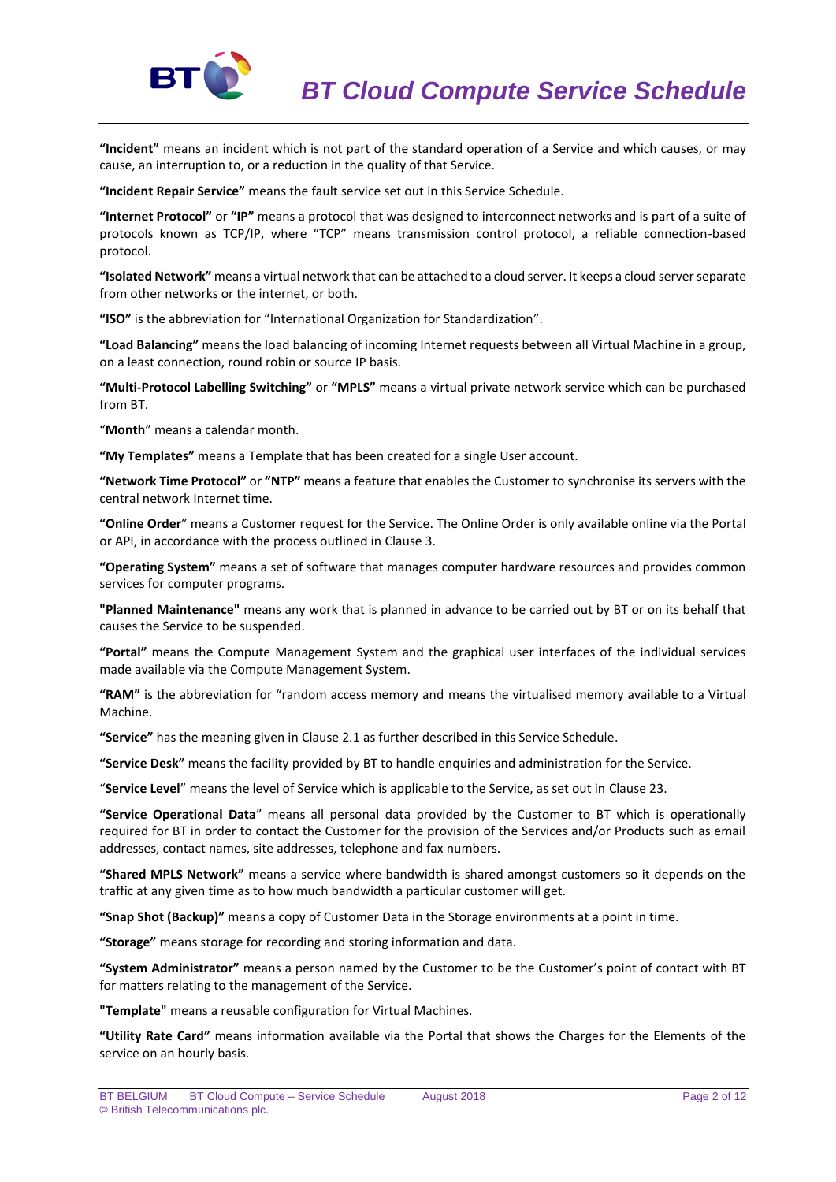**"Incident"** means an incident which is not part of the standard operation of a Service and which causes, or may cause, an interruption to, or a reduction in the quality of that Service.

**"Incident Repair Service"** means the fault service set out in this Service Schedule.

**"Internet Protocol"** or **"IP"** means a protocol that was designed to interconnect networks and is part of a suite of protocols known as TCP/IP, where "TCP" means transmission control protocol, a reliable connection-based protocol.

**"Isolated Network"** means a virtual network that can be attached to a cloud server. It keeps a cloud server separate from other networks or the internet, or both.

**"ISO"** is the abbreviation for "International Organization for Standardization".

**"Load Balancing"** means the load balancing of incoming Internet requests between all Virtual Machine in a group, on a least connection, round robin or source IP basis.

**"Multi-Protocol Labelling Switching"** or **"MPLS"** means a virtual private network service which can be purchased from BT.

"**Month**" means a calendar month.

**"My Templates"** means a Template that has been created for a single User account.

**"Network Time Protocol"** or **"NTP"** means a feature that enables the Customer to synchronise its servers with the central network Internet time.

**"Online Order**" means a Customer request for the Service. The Online Order is only available online via the Portal or API, in accordance with the process outlined in Clause 3.

**"Operating System"** means a set of software that manages computer hardware resources and provides common services for computer programs.

**"Planned Maintenance"** means any work that is planned in advance to be carried out by BT or on its behalf that causes the Service to be suspended.

**"Portal"** means the Compute Management System and the graphical user interfaces of the individual services made available via the Compute Management System.

**"RAM"** is the abbreviation for "random access memory and means the virtualised memory available to a Virtual Machine.

**"Service"** has the meaning given in Clause 2.1 as further described in this Service Schedule.

**"Service Desk"** means the facility provided by BT to handle enquiries and administration for the Service.

"**Service Level**" means the level of Service which is applicable to the Service, as set out in Clause 23.

**"Service Operational Data**" means all personal data provided by the Customer to BT which is operationally required for BT in order to contact the Customer for the provision of the Services and/or Products such as email addresses, contact names, site addresses, telephone and fax numbers.

**"Shared MPLS Network"** means a service where bandwidth is shared amongst customers so it depends on the traffic at any given time as to how much bandwidth a particular customer will get.

**"Snap Shot (Backup)"** means a copy of Customer Data in the Storage environments at a point in time.

**"Storage"** means storage for recording and storing information and data.

**"System Administrator"** means a person named by the Customer to be the Customer's point of contact with BT for matters relating to the management of the Service.

**"Template"** means a reusable configuration for Virtual Machines.

**"Utility Rate Card"** means information available via the Portal that shows the Charges for the Elements of the service on an hourly basis.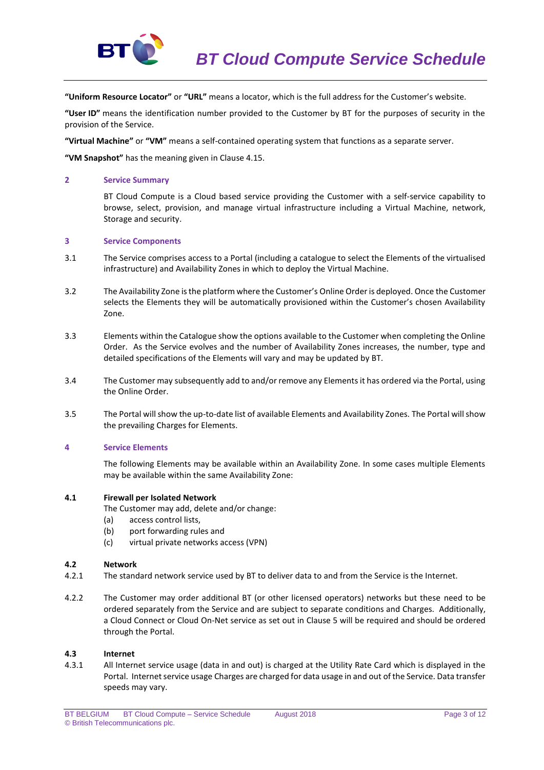**"Uniform Resource Locator"** or **"URL"** means a locator, which is the full address for the Customer's website.

**"User ID"** means the identification number provided to the Customer by BT for the purposes of security in the provision of the Service.

**"Virtual Machine"** or **"VM"** means a self-contained operating system that functions as a separate server.

**"VM Snapshot"** has the meaning given in Clause 4.15.

## 2 Service Summary

BT Cloud Compute is a Cloud based service providing the Customer with a self-service capability to browse, select, provision, and manage virtual infrastructure including a Virtual Machine, network, Storage and security.

## 3 Service Components

3.1 The Service comprises access to a Portal (including a catalogue to select the Elements of the virtualised infrastructure) and Availability Zones in which to deploy the Virtual Machine.

3.2 The Availability Zone is the platform where the Customer's Online Order is deployed. Once the Customer selects the Elements they will be automatically provisioned within the Customer's chosen Availability Zone.

3.3 Elements within the Catalogue show the options available to the Customer when completing the Online Order. As the Service evolves and the number of Availability Zones increases, the number, type and detailed specifications of the Elements will vary and may be updated by BT.

3.4 The Customer may subsequently add to and/or remove any Elements it has ordered via the Portal, using the Online Order.

3.5 The Portal will show the up-to-date list of available Elements and Availability Zones. The Portal will show the prevailing Charges for Elements.

## 4 Service Elements

The following Elements may be available within an Availability Zone. In some cases multiple Elements may be available within the same Availability Zone:

### 4.1 Firewall per Isolated Network

The Customer may add, delete and/or change:

(a) access control lists,

(b) port forwarding rules and

(c) virtual private networks access (VPN)

### 4.2 Network

4.2.1 The standard network service used by BT to deliver data to and from the Service is the Internet.

4.2.2 The Customer may order additional BT (or other licensed operators) networks but these need to be ordered separately from the Service and are subject to separate conditions and Charges. Additionally, a Cloud Connect or Cloud On-Net service as set out in Clause 5 will be required and should be ordered through the Portal.

### 4.3 Internet

4.3.1 All Internet service usage (data in and out) is charged at the Utility Rate Card which is displayed in the Portal. Internet service usage Charges are charged for data usage in and out of the Service. Data transfer speeds may vary.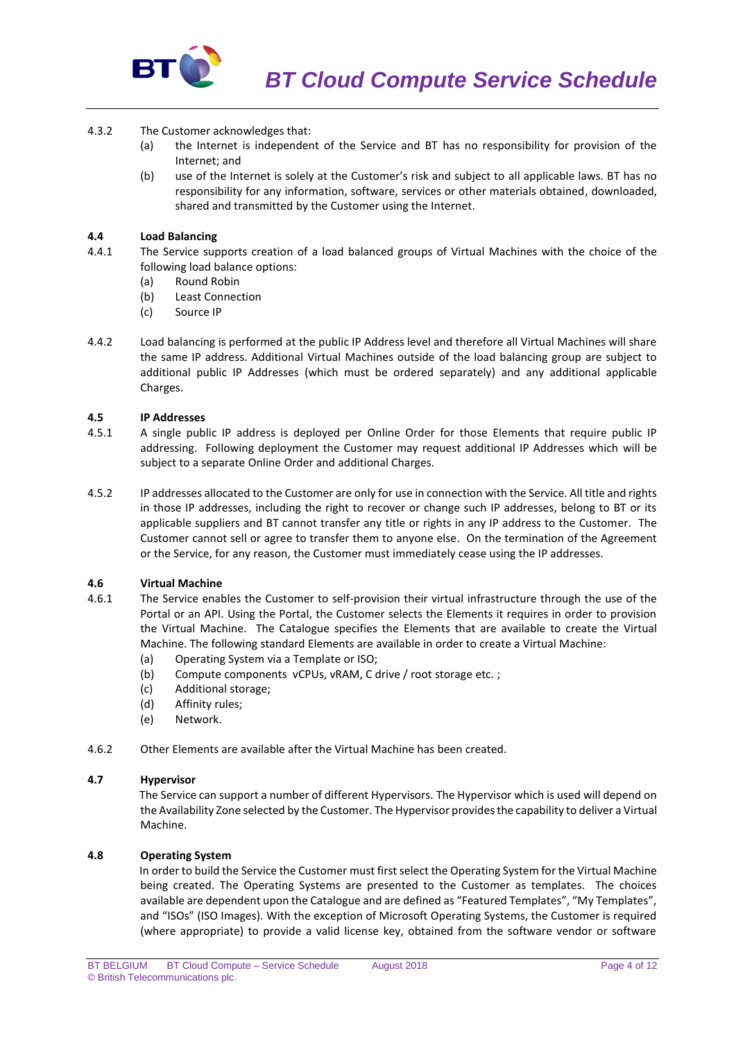4.3.2 The Customer acknowledges that:

(a) the Internet is independent of the Service and BT has no responsibility for provision of the Internet; and

(b) use of the Internet is solely at the Customer's risk and subject to all applicable laws. BT has no responsibility for any information, software, services or other materials obtained, downloaded, shared and transmitted by the Customer using the Internet.

### 4.4 Load Balancing

4.4.1 The Service supports creation of a load balanced groups of Virtual Machines with the choice of the following load balance options:

(a) Round Robin

(b) Least Connection

(c) Source IP

4.4.2 Load balancing is performed at the public IP Address level and therefore all Virtual Machines will share the same IP address. Additional Virtual Machines outside of the load balancing group are subject to additional public IP Addresses (which must be ordered separately) and any additional applicable Charges.

### 4.5 IP Addresses

4.5.1 A single public IP address is deployed per Online Order for those Elements that require public IP addressing. Following deployment the Customer may request additional IP Addresses which will be subject to a separate Online Order and additional Charges.

4.5.2 IP addresses allocated to the Customer are only for use in connection with the Service. All title and rights in those IP addresses, including the right to recover or change such IP addresses, belong to BT or its applicable suppliers and BT cannot transfer any title or rights in any IP address to the Customer. The Customer cannot sell or agree to transfer them to anyone else. On the termination of the Agreement or the Service, for any reason, the Customer must immediately cease using the IP addresses.

### 4.6 Virtual Machine

4.6.1 The Service enables the Customer to self-provision their virtual infrastructure through the use of the Portal or an API. Using the Portal, the Customer selects the Elements it requires in order to provision the Virtual Machine. The Catalogue specifies the Elements that are available to create the Virtual Machine. The following standard Elements are available in order to create a Virtual Machine:

(a) Operating System via a Template or ISO;

(b) Compute components vCPUs, vRAM, C drive / root storage etc. ;

(c) Additional storage;

(d) Affinity rules;

(e) Network.

4.6.2 Other Elements are available after the Virtual Machine has been created.

### 4.7 Hypervisor

The Service can support a number of different Hypervisors. The Hypervisor which is used will depend on the Availability Zone selected by the Customer. The Hypervisor provides the capability to deliver a Virtual Machine.

### 4.8 Operating System

In order to build the Service the Customer must first select the Operating System for the Virtual Machine being created. The Operating Systems are presented to the Customer as templates. The choices available are dependent upon the Catalogue and are defined as "Featured Templates", "My Templates", and "ISOs" (ISO Images). With the exception of Microsoft Operating Systems, the Customer is required (where appropriate) to provide a valid license key, obtained from the software vendor or software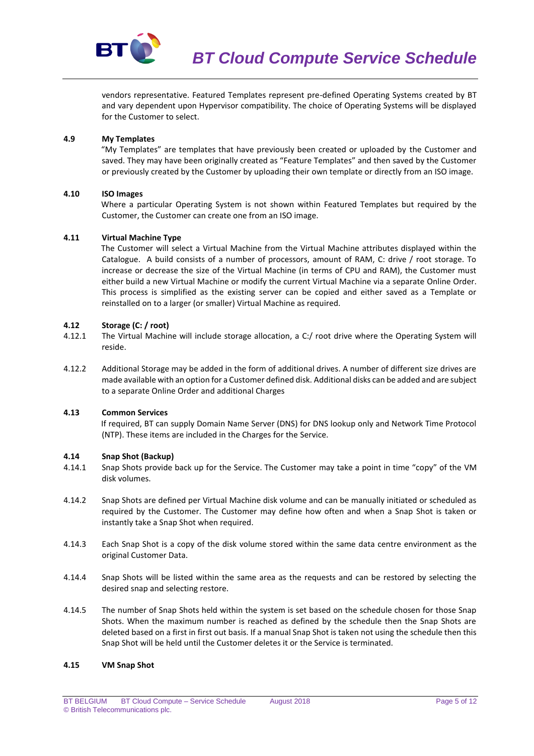vendors representative. Featured Templates represent pre-defined Operating Systems created by BT and vary dependent upon Hypervisor compatibility. The choice of Operating Systems will be displayed for the Customer to select.

**4.9 My Templates**

"My Templates" are templates that have previously been created or uploaded by the Customer and saved. They may have been originally created as "Feature Templates" and then saved by the Customer or previously created by the Customer by uploading their own template or directly from an ISO image.

**4.10 ISO Images**

Where a particular Operating System is not shown within Featured Templates but required by the Customer, the Customer can create one from an ISO image.

**4.11 Virtual Machine Type**

The Customer will select a Virtual Machine from the Virtual Machine attributes displayed within the Catalogue. A build consists of a number of processors, amount of RAM, C: drive / root storage. To increase or decrease the size of the Virtual Machine (in terms of CPU and RAM), the Customer must either build a new Virtual Machine or modify the current Virtual Machine via a separate Online Order. This process is simplified as the existing server can be copied and either saved as a Template or reinstalled on to a larger (or smaller) Virtual Machine as required.

**4.12 Storage (C: / root)**

4.12.1 The Virtual Machine will include storage allocation, a C:/ root drive where the Operating System will reside.

4.12.2 Additional Storage may be added in the form of additional drives. A number of different size drives are made available with an option for a Customer defined disk. Additional disks can be added and are subject to a separate Online Order and additional Charges

**4.13 Common Services**

If required, BT can supply Domain Name Server (DNS) for DNS lookup only and Network Time Protocol (NTP). These items are included in the Charges for the Service.

**4.14 Snap Shot (Backup)**

4.14.1 Snap Shots provide back up for the Service. The Customer may take a point in time "copy" of the VM disk volumes.

4.14.2 Snap Shots are defined per Virtual Machine disk volume and can be manually initiated or scheduled as required by the Customer. The Customer may define how often and when a Snap Shot is taken or instantly take a Snap Shot when required.

4.14.3 Each Snap Shot is a copy of the disk volume stored within the same data centre environment as the original Customer Data.

4.14.4 Snap Shots will be listed within the same area as the requests and can be restored by selecting the desired snap and selecting restore.

4.14.5 The number of Snap Shots held within the system is set based on the schedule chosen for those Snap Shots. When the maximum number is reached as defined by the schedule then the Snap Shots are deleted based on a first in first out basis. If a manual Snap Shot is taken not using the schedule then this Snap Shot will be held until the Customer deletes it or the Service is terminated.

**4.15 VM Snap Shot**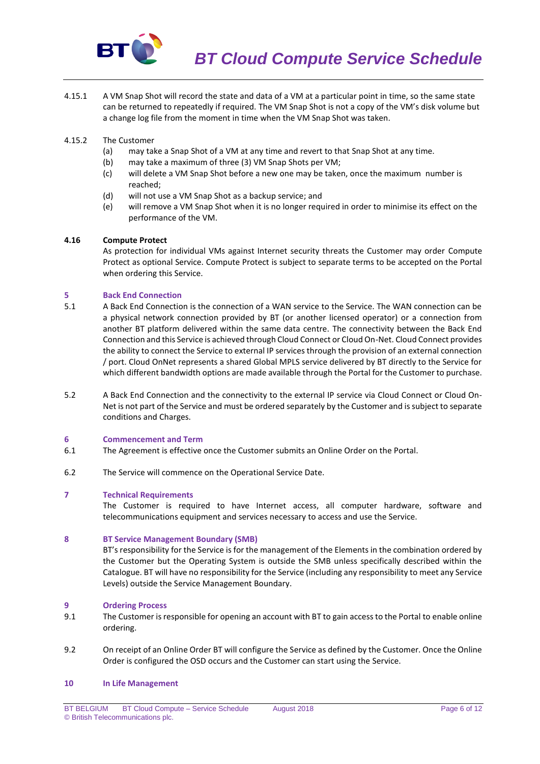4.15.1 A VM Snap Shot will record the state and data of a VM at a particular point in time, so the same state can be returned to repeatedly if required. The VM Snap Shot is not a copy of the VM's disk volume but a change log file from the moment in time when the VM Snap Shot was taken.

4.15.2 The Customer

- (a) may take a Snap Shot of a VM at any time and revert to that Snap Shot at any time.
- (b) may take a maximum of three (3) VM Snap Shots per VM;
- (c) will delete a VM Snap Shot before a new one may be taken, once the maximum number is reached;
- (d) will not use a VM Snap Shot as a backup service; and
- (e) will remove a VM Snap Shot when it is no longer required in order to minimise its effect on the performance of the VM.

**4.16 Compute Protect**

As protection for individual VMs against Internet security threats the Customer may order Compute Protect as optional Service. Compute Protect is subject to separate terms to be accepted on the Portal when ordering this Service.

## 5 Back End Connection

5.1 A Back End Connection is the connection of a WAN service to the Service. The WAN connection can be a physical network connection provided by BT (or another licensed operator) or a connection from another BT platform delivered within the same data centre. The connectivity between the Back End Connection and this Service is achieved through Cloud Connect or Cloud On-Net. Cloud Connect provides the ability to connect the Service to external IP services through the provision of an external connection / port. Cloud OnNet represents a shared Global MPLS service delivered by BT directly to the Service for which different bandwidth options are made available through the Portal for the Customer to purchase.

5.2 A Back End Connection and the connectivity to the external IP service via Cloud Connect or Cloud On-Net is not part of the Service and must be ordered separately by the Customer and is subject to separate conditions and Charges.

## 6 Commencement and Term

6.1 The Agreement is effective once the Customer submits an Online Order on the Portal.

6.2 The Service will commence on the Operational Service Date.

## 7 Technical Requirements

The Customer is required to have Internet access, all computer hardware, software and telecommunications equipment and services necessary to access and use the Service.

## 8 BT Service Management Boundary (SMB)

BT's responsibility for the Service is for the management of the Elements in the combination ordered by the Customer but the Operating System is outside the SMB unless specifically described within the Catalogue. BT will have no responsibility for the Service (including any responsibility to meet any Service Levels) outside the Service Management Boundary.

## 9 Ordering Process

9.1 The Customer is responsible for opening an account with BT to gain access to the Portal to enable online ordering.

9.2 On receipt of an Online Order BT will configure the Service as defined by the Customer. Once the Online Order is configured the OSD occurs and the Customer can start using the Service.

## 10 In Life Management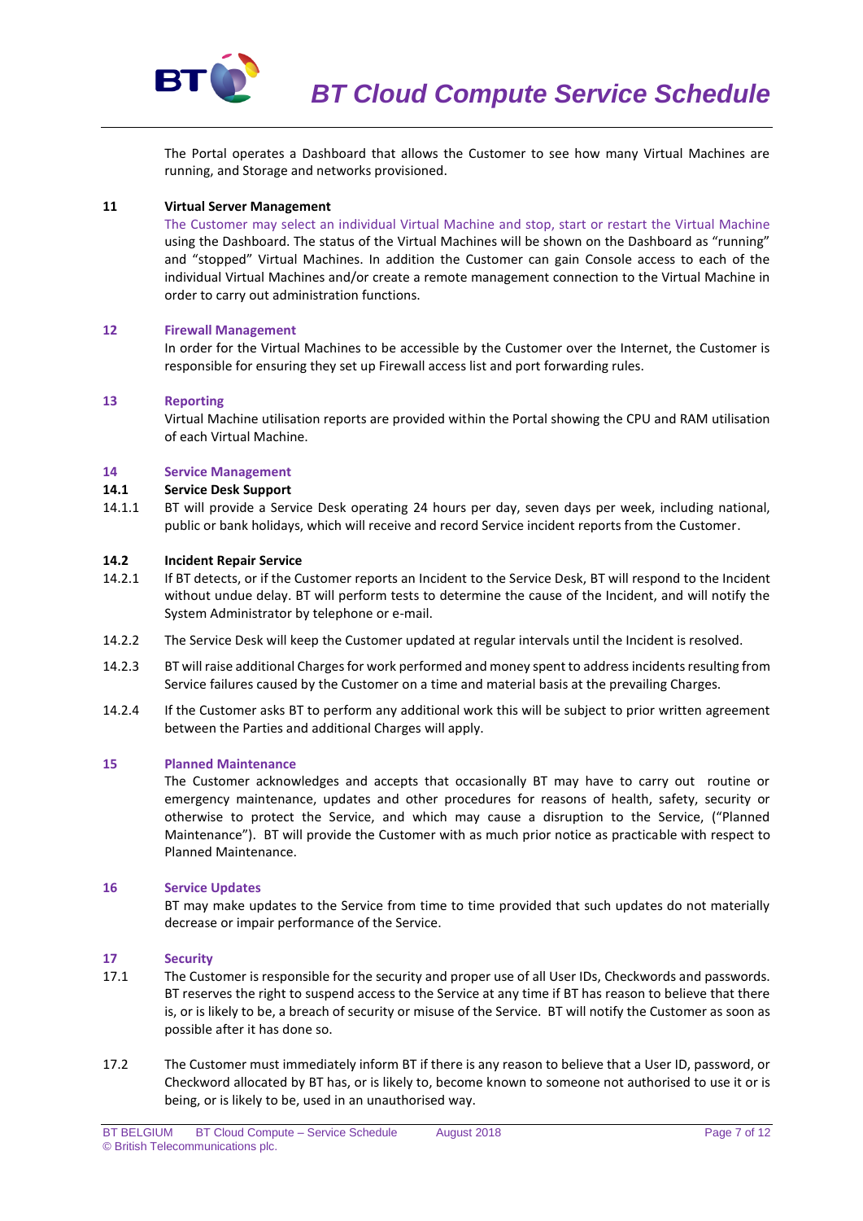The Portal operates a Dashboard that allows the Customer to see how many Virtual Machines are running, and Storage and networks provisioned.

## 11 Virtual Server Management

The Customer may select an individual Virtual Machine and stop, start or restart the Virtual Machine using the Dashboard. The status of the Virtual Machines will be shown on the Dashboard as "running" and "stopped" Virtual Machines. In addition the Customer can gain Console access to each of the individual Virtual Machines and/or create a remote management connection to the Virtual Machine in order to carry out administration functions.

## 12 Firewall Management

In order for the Virtual Machines to be accessible by the Customer over the Internet, the Customer is responsible for ensuring they set up Firewall access list and port forwarding rules.

## 13 Reporting

Virtual Machine utilisation reports are provided within the Portal showing the CPU and RAM utilisation of each Virtual Machine.

## 14 Service Management

### 14.1 Service Desk Support

14.1.1 BT will provide a Service Desk operating 24 hours per day, seven days per week, including national, public or bank holidays, which will receive and record Service incident reports from the Customer.

### 14.2 Incident Repair Service

14.2.1 If BT detects, or if the Customer reports an Incident to the Service Desk, BT will respond to the Incident without undue delay. BT will perform tests to determine the cause of the Incident, and will notify the System Administrator by telephone or e-mail.

14.2.2 The Service Desk will keep the Customer updated at regular intervals until the Incident is resolved.

14.2.3 BT will raise additional Charges for work performed and money spent to address incidents resulting from Service failures caused by the Customer on a time and material basis at the prevailing Charges.

14.2.4 If the Customer asks BT to perform any additional work this will be subject to prior written agreement between the Parties and additional Charges will apply.

## 15 Planned Maintenance

The Customer acknowledges and accepts that occasionally BT may have to carry out routine or emergency maintenance, updates and other procedures for reasons of health, safety, security or otherwise to protect the Service, and which may cause a disruption to the Service, ("Planned Maintenance"). BT will provide the Customer with as much prior notice as practicable with respect to Planned Maintenance.

## 16 Service Updates

BT may make updates to the Service from time to time provided that such updates do not materially decrease or impair performance of the Service.

## 17 Security

17.1 The Customer is responsible for the security and proper use of all User IDs, Checkwords and passwords. BT reserves the right to suspend access to the Service at any time if BT has reason to believe that there is, or is likely to be, a breach of security or misuse of the Service. BT will notify the Customer as soon as possible after it has done so.

17.2 The Customer must immediately inform BT if there is any reason to believe that a User ID, password, or Checkword allocated by BT has, or is likely to, become known to someone not authorised to use it or is being, or is likely to be, used in an unauthorised way.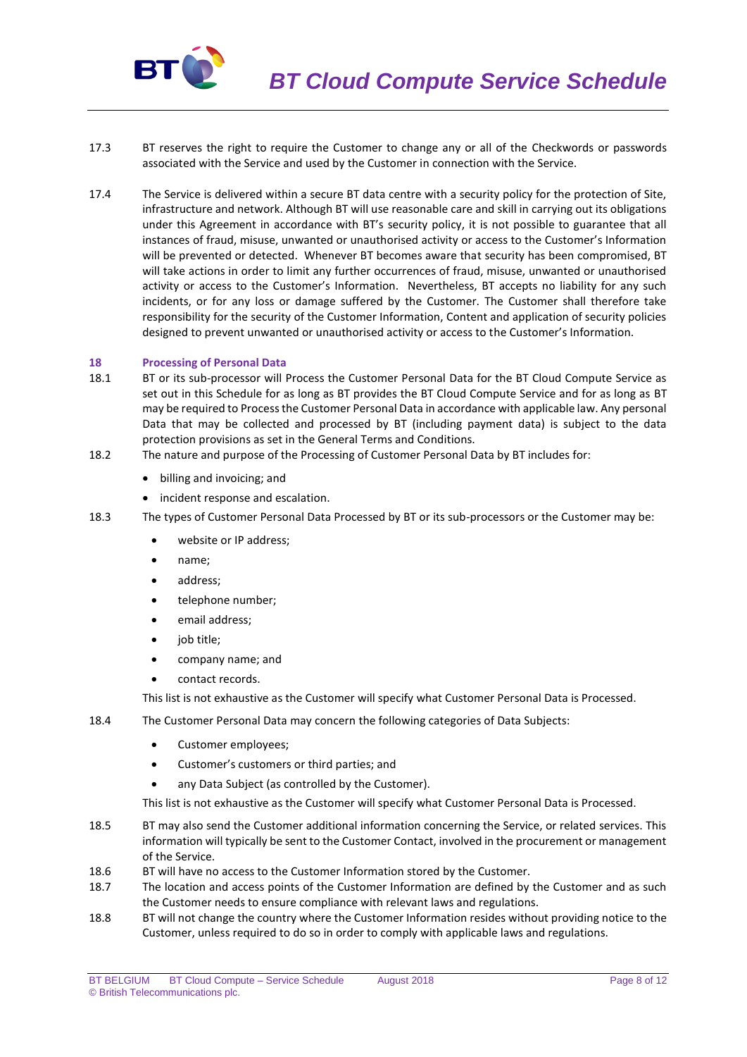17.3 BT reserves the right to require the Customer to change any or all of the Checkwords or passwords associated with the Service and used by the Customer in connection with the Service.

17.4 The Service is delivered within a secure BT data centre with a security policy for the protection of Site, infrastructure and network. Although BT will use reasonable care and skill in carrying out its obligations under this Agreement in accordance with BT's security policy, it is not possible to guarantee that all instances of fraud, misuse, unwanted or unauthorised activity or access to the Customer's Information will be prevented or detected. Whenever BT becomes aware that security has been compromised, BT will take actions in order to limit any further occurrences of fraud, misuse, unwanted or unauthorised activity or access to the Customer's Information. Nevertheless, BT accepts no liability for any such incidents, or for any loss or damage suffered by the Customer. The Customer shall therefore take responsibility for the security of the Customer Information, Content and application of security policies designed to prevent unwanted or unauthorised activity or access to the Customer's Information.

## 18 Processing of Personal Data

18.1 BT or its sub-processor will Process the Customer Personal Data for the BT Cloud Compute Service as set out in this Schedule for as long as BT provides the BT Cloud Compute Service and for as long as BT may be required to Process the Customer Personal Data in accordance with applicable law. Any personal Data that may be collected and processed by BT (including payment data) is subject to the data protection provisions as set in the General Terms and Conditions.

18.2 The nature and purpose of the Processing of Customer Personal Data by BT includes for:

- billing and invoicing; and
- incident response and escalation.

18.3 The types of Customer Personal Data Processed by BT or its sub-processors or the Customer may be:

- website or IP address;
- name;
- address;
- telephone number;
- email address;
- job title;
- company name; and
- contact records.

This list is not exhaustive as the Customer will specify what Customer Personal Data is Processed.

18.4 The Customer Personal Data may concern the following categories of Data Subjects:

- Customer employees;
- Customer's customers or third parties; and
- any Data Subject (as controlled by the Customer).

This list is not exhaustive as the Customer will specify what Customer Personal Data is Processed.

18.5 BT may also send the Customer additional information concerning the Service, or related services. This information will typically be sent to the Customer Contact, involved in the procurement or management of the Service.

18.6 BT will have no access to the Customer Information stored by the Customer.

18.7 The location and access points of the Customer Information are defined by the Customer and as such the Customer needs to ensure compliance with relevant laws and regulations.

18.8 BT will not change the country where the Customer Information resides without providing notice to the Customer, unless required to do so in order to comply with applicable laws and regulations.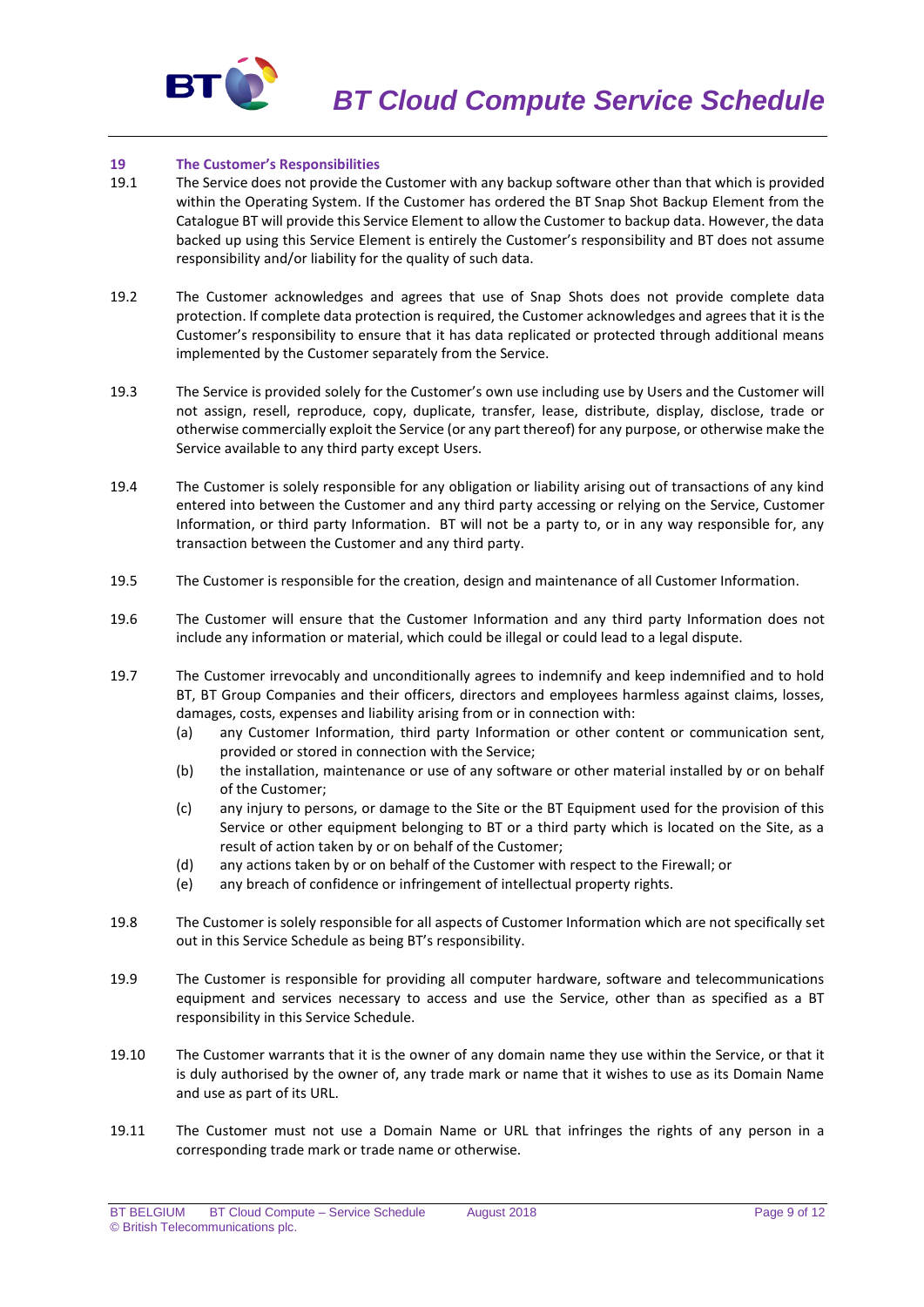## 19 The Customer's Responsibilities

19.1 The Service does not provide the Customer with any backup software other than that which is provided within the Operating System. If the Customer has ordered the BT Snap Shot Backup Element from the Catalogue BT will provide this Service Element to allow the Customer to backup data. However, the data backed up using this Service Element is entirely the Customer's responsibility and BT does not assume responsibility and/or liability for the quality of such data.

19.2 The Customer acknowledges and agrees that use of Snap Shots does not provide complete data protection. If complete data protection is required, the Customer acknowledges and agrees that it is the Customer's responsibility to ensure that it has data replicated or protected through additional means implemented by the Customer separately from the Service.

19.3 The Service is provided solely for the Customer's own use including use by Users and the Customer will not assign, resell, reproduce, copy, duplicate, transfer, lease, distribute, display, disclose, trade or otherwise commercially exploit the Service (or any part thereof) for any purpose, or otherwise make the Service available to any third party except Users.

19.4 The Customer is solely responsible for any obligation or liability arising out of transactions of any kind entered into between the Customer and any third party accessing or relying on the Service, Customer Information, or third party Information. BT will not be a party to, or in any way responsible for, any transaction between the Customer and any third party.

19.5 The Customer is responsible for the creation, design and maintenance of all Customer Information.

19.6 The Customer will ensure that the Customer Information and any third party Information does not include any information or material, which could be illegal or could lead to a legal dispute.

19.7 The Customer irrevocably and unconditionally agrees to indemnify and keep indemnified and to hold BT, BT Group Companies and their officers, directors and employees harmless against claims, losses, damages, costs, expenses and liability arising from or in connection with:

(a) any Customer Information, third party Information or other content or communication sent, provided or stored in connection with the Service;

(b) the installation, maintenance or use of any software or other material installed by or on behalf of the Customer;

(c) any injury to persons, or damage to the Site or the BT Equipment used for the provision of this Service or other equipment belonging to BT or a third party which is located on the Site, as a result of action taken by or on behalf of the Customer;

(d) any actions taken by or on behalf of the Customer with respect to the Firewall; or

(e) any breach of confidence or infringement of intellectual property rights.

19.8 The Customer is solely responsible for all aspects of Customer Information which are not specifically set out in this Service Schedule as being BT's responsibility.

19.9 The Customer is responsible for providing all computer hardware, software and telecommunications equipment and services necessary to access and use the Service, other than as specified as a BT responsibility in this Service Schedule.

19.10 The Customer warrants that it is the owner of any domain name they use within the Service, or that it is duly authorised by the owner of, any trade mark or name that it wishes to use as its Domain Name and use as part of its URL.

19.11 The Customer must not use a Domain Name or URL that infringes the rights of any person in a corresponding trade mark or trade name or otherwise.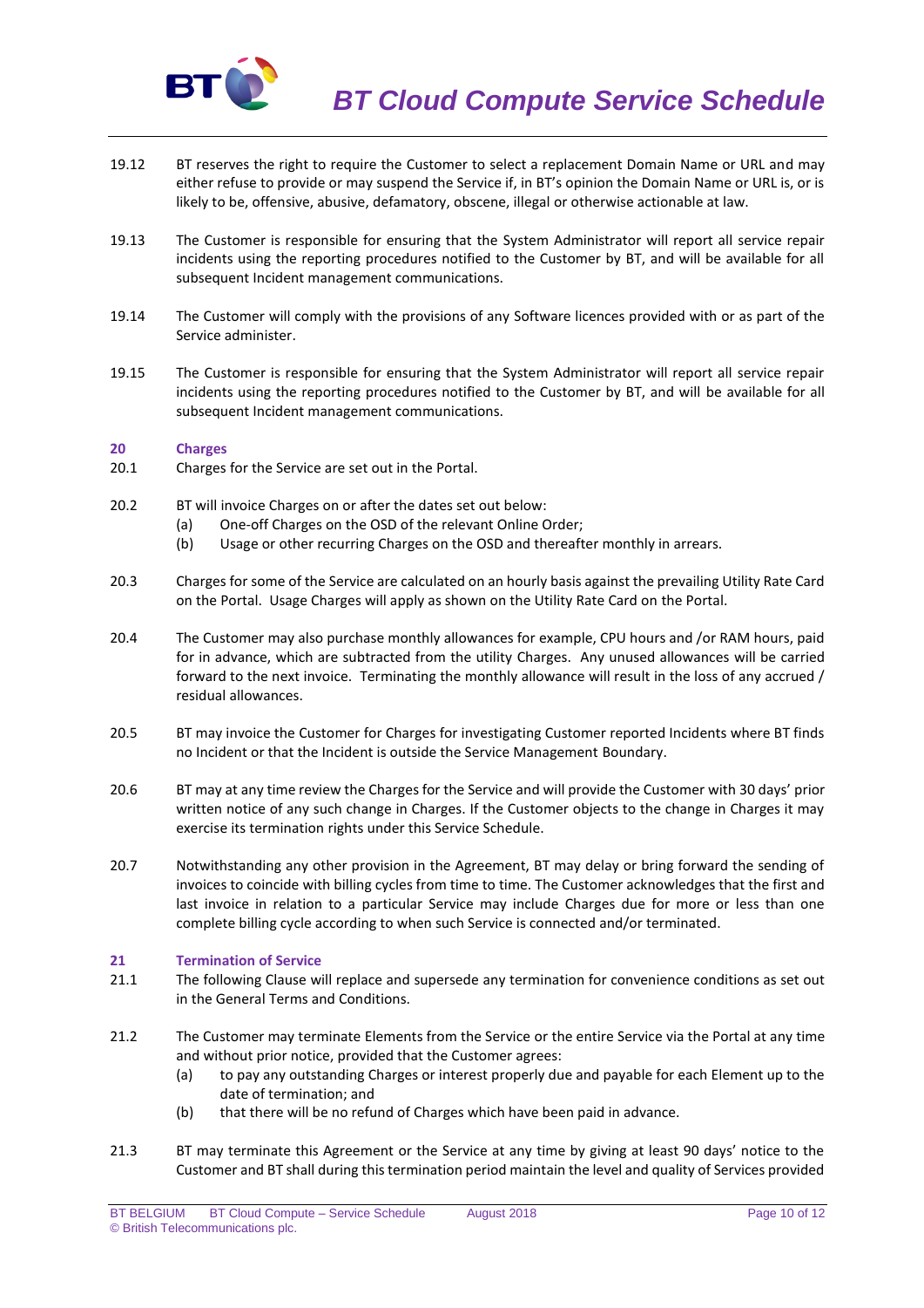19.12 BT reserves the right to require the Customer to select a replacement Domain Name or URL and may either refuse to provide or may suspend the Service if, in BT's opinion the Domain Name or URL is, or is likely to be, offensive, abusive, defamatory, obscene, illegal or otherwise actionable at law.

19.13 The Customer is responsible for ensuring that the System Administrator will report all service repair incidents using the reporting procedures notified to the Customer by BT, and will be available for all subsequent Incident management communications.

19.14 The Customer will comply with the provisions of any Software licences provided with or as part of the Service administer.

19.15 The Customer is responsible for ensuring that the System Administrator will report all service repair incidents using the reporting procedures notified to the Customer by BT, and will be available for all subsequent Incident management communications.

## 20 Charges

20.1 Charges for the Service are set out in the Portal.

20.2 BT will invoice Charges on or after the dates set out below:

- (a) One-off Charges on the OSD of the relevant Online Order;
- (b) Usage or other recurring Charges on the OSD and thereafter monthly in arrears.

20.3 Charges for some of the Service are calculated on an hourly basis against the prevailing Utility Rate Card on the Portal. Usage Charges will apply as shown on the Utility Rate Card on the Portal.

20.4 The Customer may also purchase monthly allowances for example, CPU hours and /or RAM hours, paid for in advance, which are subtracted from the utility Charges. Any unused allowances will be carried forward to the next invoice. Terminating the monthly allowance will result in the loss of any accrued / residual allowances.

20.5 BT may invoice the Customer for Charges for investigating Customer reported Incidents where BT finds no Incident or that the Incident is outside the Service Management Boundary.

20.6 BT may at any time review the Charges for the Service and will provide the Customer with 30 days' prior written notice of any such change in Charges. If the Customer objects to the change in Charges it may exercise its termination rights under this Service Schedule.

20.7 Notwithstanding any other provision in the Agreement, BT may delay or bring forward the sending of invoices to coincide with billing cycles from time to time. The Customer acknowledges that the first and last invoice in relation to a particular Service may include Charges due for more or less than one complete billing cycle according to when such Service is connected and/or terminated.

## 21 Termination of Service

21.1 The following Clause will replace and supersede any termination for convenience conditions as set out in the General Terms and Conditions.

21.2 The Customer may terminate Elements from the Service or the entire Service via the Portal at any time and without prior notice, provided that the Customer agrees:

- (a) to pay any outstanding Charges or interest properly due and payable for each Element up to the date of termination; and
- (b) that there will be no refund of Charges which have been paid in advance.

21.3 BT may terminate this Agreement or the Service at any time by giving at least 90 days' notice to the Customer and BT shall during this termination period maintain the level and quality of Services provided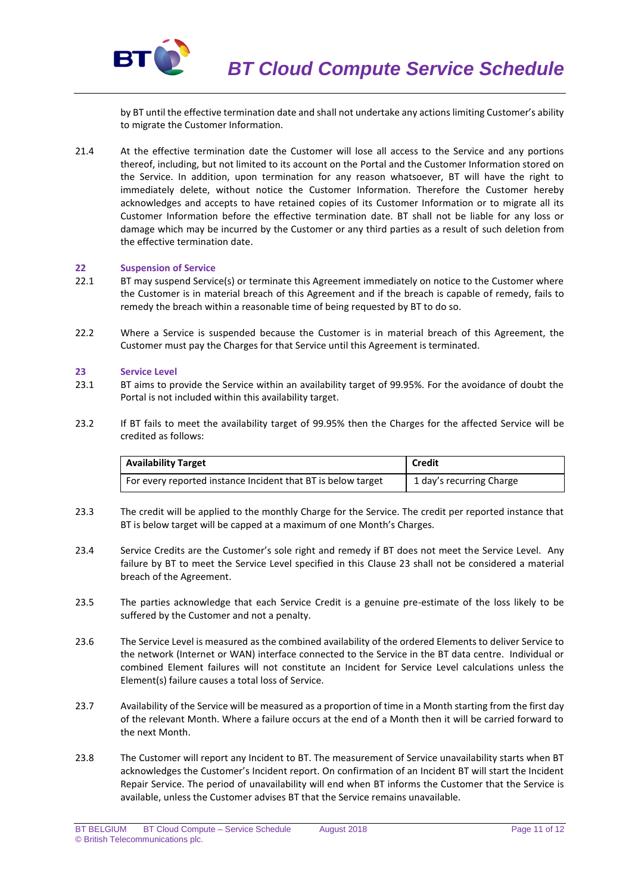by BT until the effective termination date and shall not undertake any actions limiting Customer's ability to migrate the Customer Information.

21.4 At the effective termination date the Customer will lose all access to the Service and any portions thereof, including, but not limited to its account on the Portal and the Customer Information stored on the Service. In addition, upon termination for any reason whatsoever, BT will have the right to immediately delete, without notice the Customer Information. Therefore the Customer hereby acknowledges and accepts to have retained copies of its Customer Information or to migrate all its Customer Information before the effective termination date. BT shall not be liable for any loss or damage which may be incurred by the Customer or any third parties as a result of such deletion from the effective termination date.

## 22 Suspension of Service

22.1 BT may suspend Service(s) or terminate this Agreement immediately on notice to the Customer where the Customer is in material breach of this Agreement and if the breach is capable of remedy, fails to remedy the breach within a reasonable time of being requested by BT to do so.

22.2 Where a Service is suspended because the Customer is in material breach of this Agreement, the Customer must pay the Charges for that Service until this Agreement is terminated.

## 23 Service Level

23.1 BT aims to provide the Service within an availability target of 99.95%. For the avoidance of doubt the Portal is not included within this availability target.

23.2 If BT fails to meet the availability target of 99.95% then the Charges for the affected Service will be credited as follows:

| Availability Target | Credit |
|---|---|
| For every reported instance Incident that BT is below target | 1 day's recurring Charge |

23.3 The credit will be applied to the monthly Charge for the Service. The credit per reported instance that BT is below target will be capped at a maximum of one Month's Charges.

23.4 Service Credits are the Customer's sole right and remedy if BT does not meet the Service Level. Any failure by BT to meet the Service Level specified in this Clause 23 shall not be considered a material breach of the Agreement.

23.5 The parties acknowledge that each Service Credit is a genuine pre-estimate of the loss likely to be suffered by the Customer and not a penalty.

23.6 The Service Level is measured as the combined availability of the ordered Elements to deliver Service to the network (Internet or WAN) interface connected to the Service in the BT data centre. Individual or combined Element failures will not constitute an Incident for Service Level calculations unless the Element(s) failure causes a total loss of Service.

23.7 Availability of the Service will be measured as a proportion of time in a Month starting from the first day of the relevant Month. Where a failure occurs at the end of a Month then it will be carried forward to the next Month.

23.8 The Customer will report any Incident to BT. The measurement of Service unavailability starts when BT acknowledges the Customer's Incident report. On confirmation of an Incident BT will start the Incident Repair Service. The period of unavailability will end when BT informs the Customer that the Service is available, unless the Customer advises BT that the Service remains unavailable.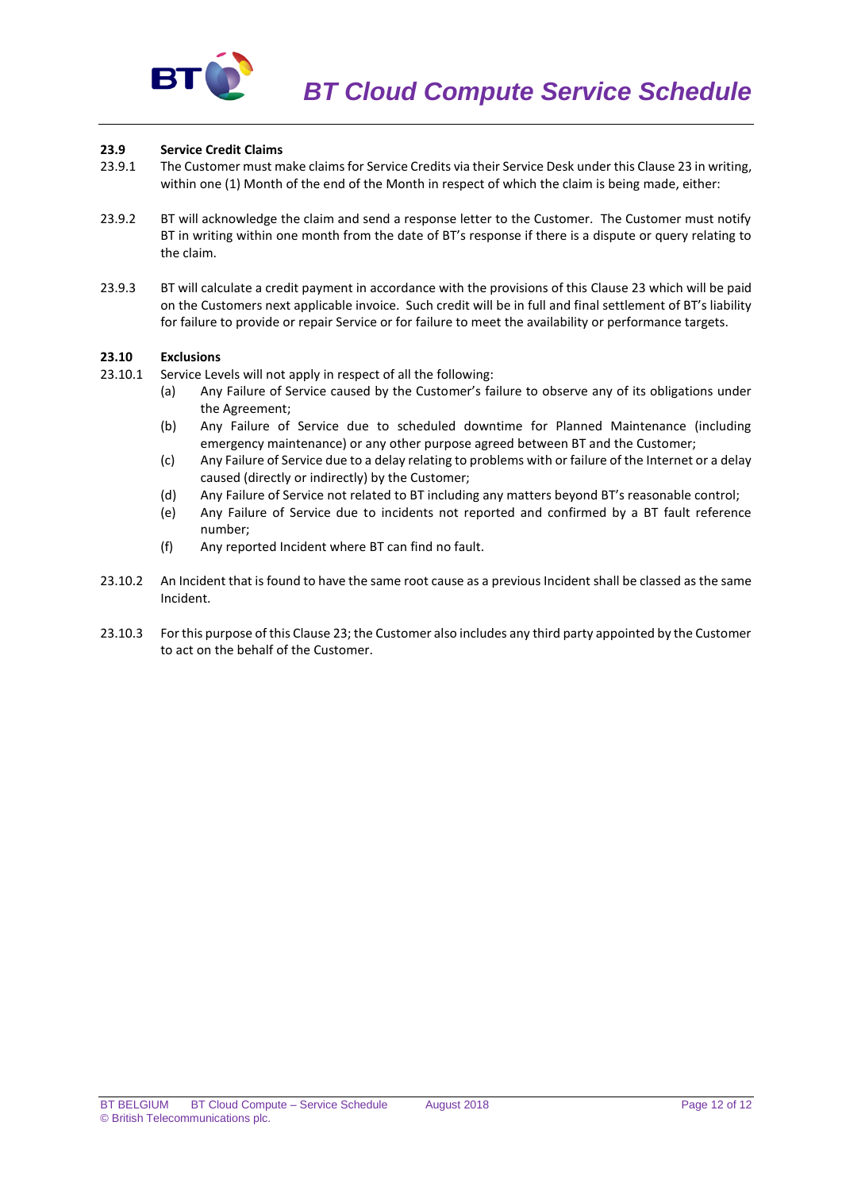**23.9 Service Credit Claims**

23.9.1 The Customer must make claims for Service Credits via their Service Desk under this Clause 23 in writing, within one (1) Month of the end of the Month in respect of which the claim is being made, either:

23.9.2 BT will acknowledge the claim and send a response letter to the Customer. The Customer must notify BT in writing within one month from the date of BT's response if there is a dispute or query relating to the claim.

23.9.3 BT will calculate a credit payment in accordance with the provisions of this Clause 23 which will be paid on the Customers next applicable invoice. Such credit will be in full and final settlement of BT's liability for failure to provide or repair Service or for failure to meet the availability or performance targets.

**23.10 Exclusions**

23.10.1 Service Levels will not apply in respect of all the following:

(a) Any Failure of Service caused by the Customer's failure to observe any of its obligations under the Agreement;

(b) Any Failure of Service due to scheduled downtime for Planned Maintenance (including emergency maintenance) or any other purpose agreed between BT and the Customer;

(c) Any Failure of Service due to a delay relating to problems with or failure of the Internet or a delay caused (directly or indirectly) by the Customer;

(d) Any Failure of Service not related to BT including any matters beyond BT's reasonable control;

(e) Any Failure of Service due to incidents not reported and confirmed by a BT fault reference number;

(f) Any reported Incident where BT can find no fault.

23.10.2 An Incident that is found to have the same root cause as a previous Incident shall be classed as the same Incident.

23.10.3 For this purpose of this Clause 23; the Customer also includes any third party appointed by the Customer to act on the behalf of the Customer.